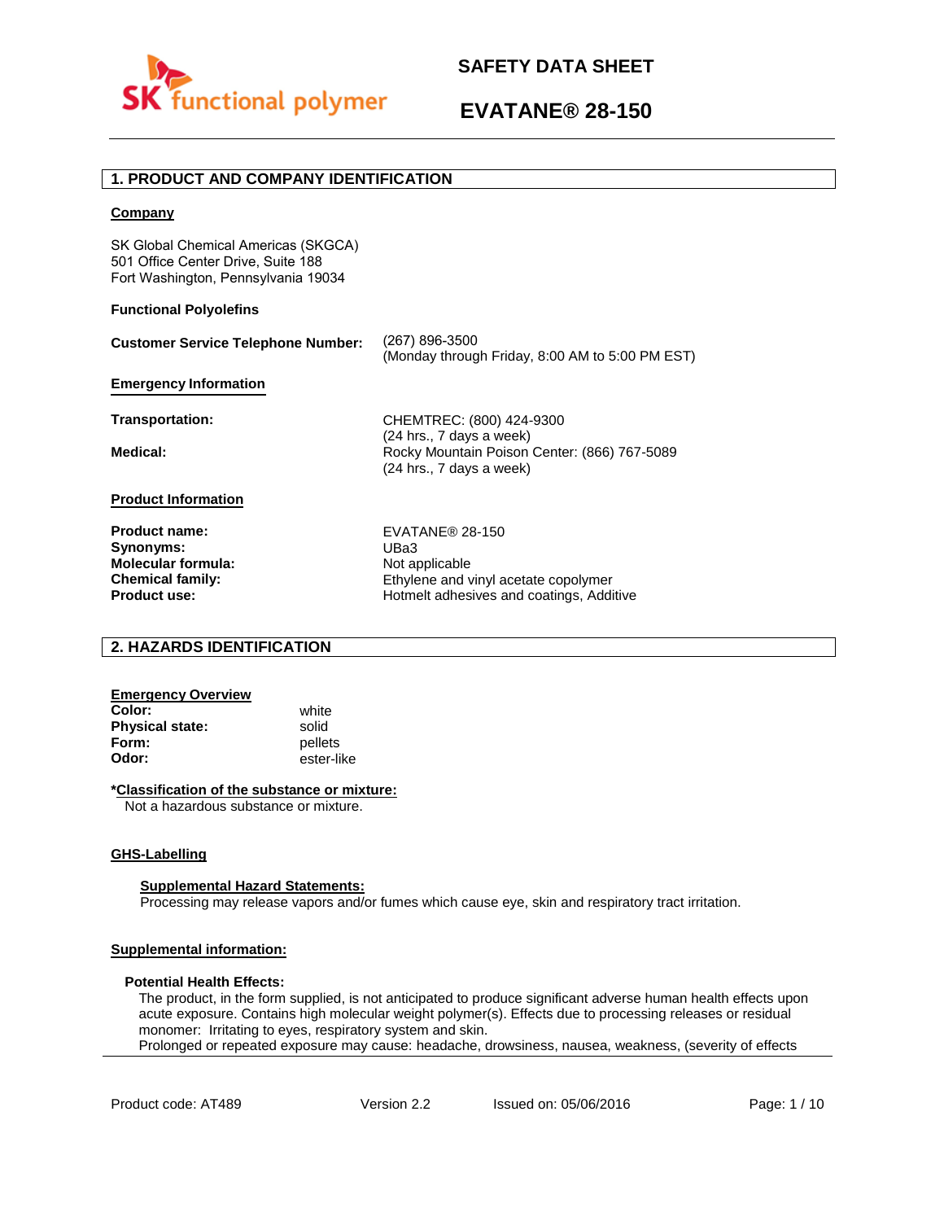# SAFETY DATA SHEET

# EVATANE® 28-150

## 1. PRODUCT AND COMPANY IDENTIFICATION

**Company**

SK Global Chemical Americas (SKGCA)
501 Office Center Drive, Suite 188
Fort Washington, Pennsylvania 19034

**Functional Polyolefins**

| | |
|---|---|
| **Customer Service Telephone Number:** | (267) 896-3500<br>(Monday through Friday, 8:00 AM to 5:00 PM EST) |

**Emergency Information**

| | |
|---|---|
| **Transportation:** | CHEMTREC: (800) 424-9300<br>(24 hrs., 7 days a week) |
| **Medical:** | Rocky Mountain Poison Center: (866) 767-5089<br>(24 hrs., 7 days a week) |

**Product Information**

| | |
|---|---|
| **Product name:** | EVATANE® 28-150 |
| **Synonyms:** | UBa3 |
| **Molecular formula:** | Not applicable |
| **Chemical family:** | Ethylene and vinyl acetate copolymer |
| **Product use:** | Hotmelt adhesives and coatings, Additive |

## 2. HAZARDS IDENTIFICATION

**Emergency Overview**

| | |
|---|---|
| **Color:** | white |
| **Physical state:** | solid |
| **Form:** | pellets |
| **Odor:** | ester-like |

***Classification of the substance or mixture:**

Not a hazardous substance or mixture.

**GHS-Labelling**

**Supplemental Hazard Statements:**

Processing may release vapors and/or fumes which cause eye, skin and respiratory tract irritation.

**Supplemental information:**

**Potential Health Effects:**

The product, in the form supplied, is not anticipated to produce significant adverse human health effects upon acute exposure. Contains high molecular weight polymer(s). Effects due to processing releases or residual monomer: Irritating to eyes, respiratory system and skin.
Prolonged or repeated exposure may cause: headache, drowsiness, nausea, weakness, (severity of effects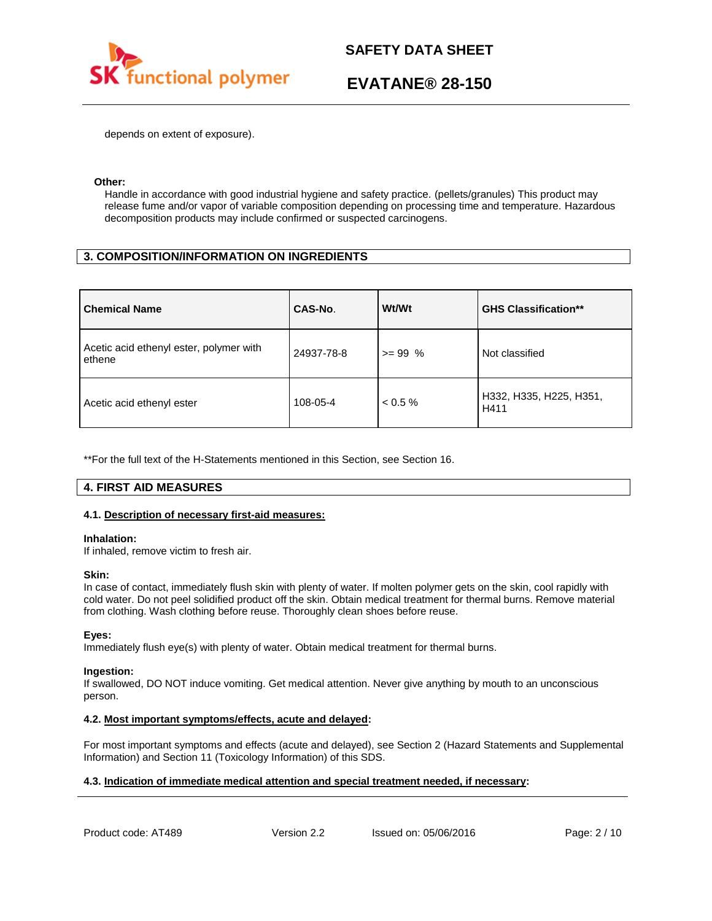depends on extent of exposure).

**Other:**

Handle in accordance with good industrial hygiene and safety practice. (pellets/granules) This product may release fume and/or vapor of variable composition depending on processing time and temperature. Hazardous decomposition products may include confirmed or suspected carcinogens.

## 3. COMPOSITION/INFORMATION ON INGREDIENTS

| Chemical Name | CAS-No. | Wt/Wt | GHS Classification** |
|---|---|---|---|
| Acetic acid ethenyl ester, polymer with ethene | 24937-78-8 | >= 99 % | Not classified |
| Acetic acid ethenyl ester | 108-05-4 | < 0.5 % | H332, H335, H225, H351, H411 |

**For the full text of the H-Statements mentioned in this Section, see Section 16.

## 4. FIRST AID MEASURES

### 4.1. Description of necessary first-aid measures:

**Inhalation:**
If inhaled, remove victim to fresh air.

**Skin:**
In case of contact, immediately flush skin with plenty of water. If molten polymer gets on the skin, cool rapidly with cold water. Do not peel solidified product off the skin. Obtain medical treatment for thermal burns. Remove material from clothing. Wash clothing before reuse. Thoroughly clean shoes before reuse.

**Eyes:**
Immediately flush eye(s) with plenty of water. Obtain medical treatment for thermal burns.

**Ingestion:**
If swallowed, DO NOT induce vomiting. Get medical attention. Never give anything by mouth to an unconscious person.

### 4.2. Most important symptoms/effects, acute and delayed:

For most important symptoms and effects (acute and delayed), see Section 2 (Hazard Statements and Supplemental Information) and Section 11 (Toxicology Information) of this SDS.

### 4.3. Indication of immediate medical attention and special treatment needed, if necessary: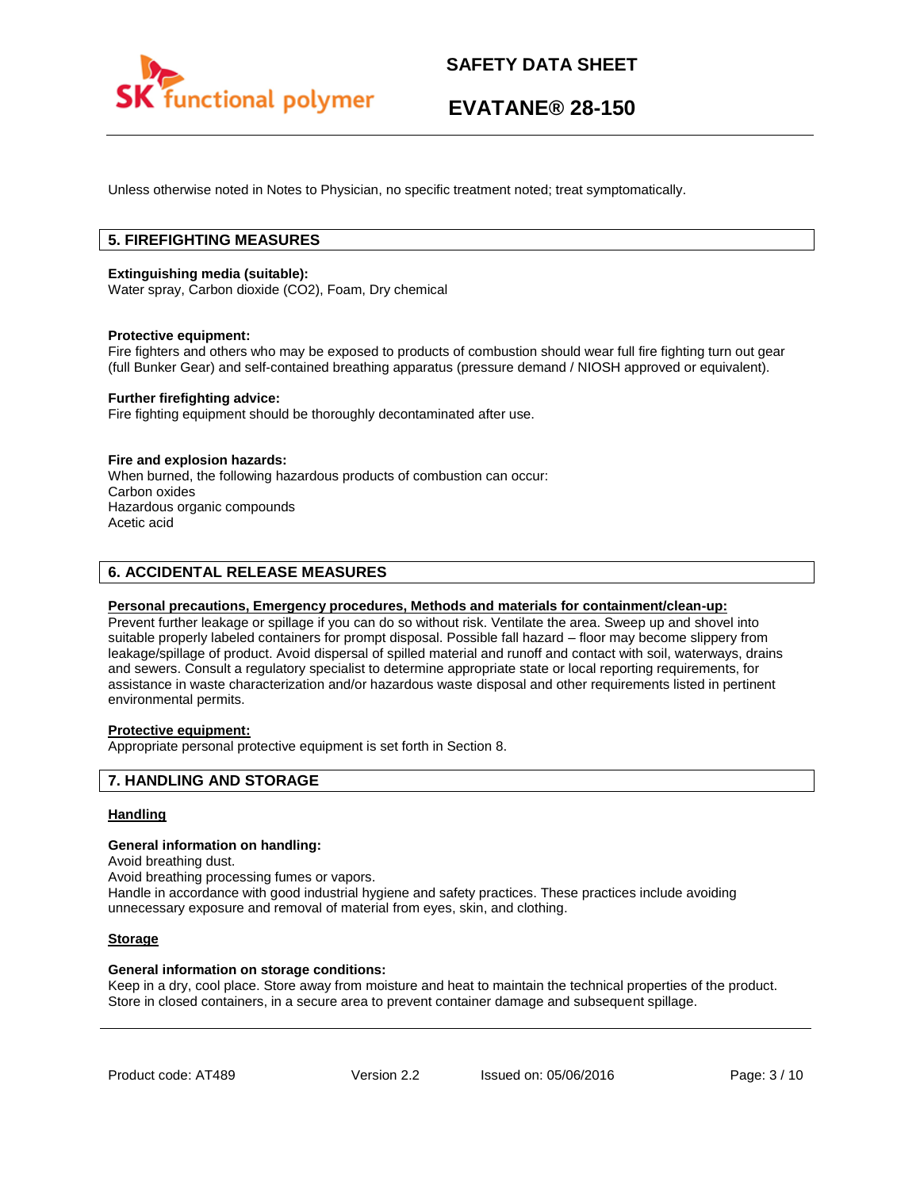Unless otherwise noted in Notes to Physician, no specific treatment noted; treat symptomatically.

## 5. FIREFIGHTING MEASURES

**Extinguishing media (suitable):**
Water spray, Carbon dioxide ($CO_2$), Foam, Dry chemical

**Protective equipment:**
Fire fighters and others who may be exposed to products of combustion should wear full fire fighting turn out gear (full Bunker Gear) and self-contained breathing apparatus (pressure demand / NIOSH approved or equivalent).

**Further firefighting advice:**
Fire fighting equipment should be thoroughly decontaminated after use.

**Fire and explosion hazards:**
When burned, the following hazardous products of combustion can occur:
Carbon oxides
Hazardous organic compounds
Acetic acid

## 6. ACCIDENTAL RELEASE MEASURES

**Personal precautions, Emergency procedures, Methods and materials for containment/clean-up:**
Prevent further leakage or spillage if you can do so without risk. Ventilate the area. Sweep up and shovel into suitable properly labeled containers for prompt disposal. Possible fall hazard – floor may become slippery from leakage/spillage of product. Avoid dispersal of spilled material and runoff and contact with soil, waterways, drains and sewers. Consult a regulatory specialist to determine appropriate state or local reporting requirements, for assistance in waste characterization and/or hazardous waste disposal and other requirements listed in pertinent environmental permits.

**Protective equipment:**
Appropriate personal protective equipment is set forth in Section 8.

## 7. HANDLING AND STORAGE

**Handling**

**General information on handling:**
Avoid breathing dust.
Avoid breathing processing fumes or vapors.
Handle in accordance with good industrial hygiene and safety practices. These practices include avoiding unnecessary exposure and removal of material from eyes, skin, and clothing.

**Storage**

**General information on storage conditions:**
Keep in a dry, cool place. Store away from moisture and heat to maintain the technical properties of the product. Store in closed containers, in a secure area to prevent container damage and subsequent spillage.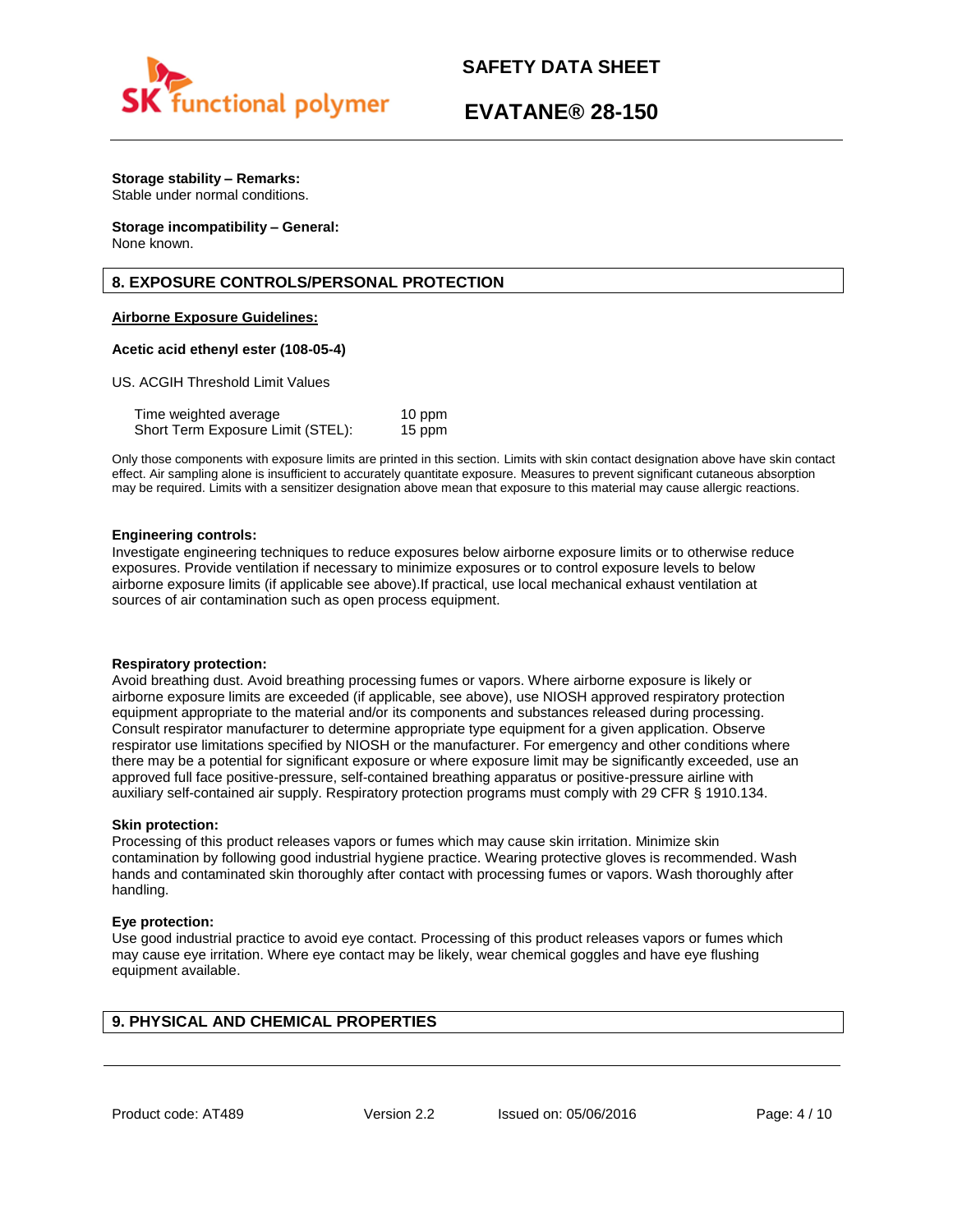**Storage stability – Remarks:**
Stable under normal conditions.

**Storage incompatibility – General:**
None known.

## 8. EXPOSURE CONTROLS/PERSONAL PROTECTION

**Airborne Exposure Guidelines:**

**Acetic acid ethenyl ester (108-05-4)**

US. ACGIH Threshold Limit Values

| | |
|---|---|
| Time weighted average | 10 ppm |
| Short Term Exposure Limit (STEL): | 15 ppm |

Only those components with exposure limits are printed in this section. Limits with skin contact designation above have skin contact effect. Air sampling alone is insufficient to accurately quantitate exposure. Measures to prevent significant cutaneous absorption may be required. Limits with a sensitizer designation above mean that exposure to this material may cause allergic reactions.

**Engineering controls:**
Investigate engineering techniques to reduce exposures below airborne exposure limits or to otherwise reduce exposures. Provide ventilation if necessary to minimize exposures or to control exposure levels to below airborne exposure limits (if applicable see above).If practical, use local mechanical exhaust ventilation at sources of air contamination such as open process equipment.

**Respiratory protection:**
Avoid breathing dust. Avoid breathing processing fumes or vapors. Where airborne exposure is likely or airborne exposure limits are exceeded (if applicable, see above), use NIOSH approved respiratory protection equipment appropriate to the material and/or its components and substances released during processing. Consult respirator manufacturer to determine appropriate type equipment for a given application. Observe respirator use limitations specified by NIOSH or the manufacturer. For emergency and other conditions where there may be a potential for significant exposure or where exposure limit may be significantly exceeded, use an approved full face positive-pressure, self-contained breathing apparatus or positive-pressure airline with auxiliary self-contained air supply. Respiratory protection programs must comply with 29 CFR § 1910.134.

**Skin protection:**
Processing of this product releases vapors or fumes which may cause skin irritation. Minimize skin contamination by following good industrial hygiene practice. Wearing protective gloves is recommended. Wash hands and contaminated skin thoroughly after contact with processing fumes or vapors. Wash thoroughly after handling.

**Eye protection:**
Use good industrial practice to avoid eye contact. Processing of this product releases vapors or fumes which may cause eye irritation. Where eye contact may be likely, wear chemical goggles and have eye flushing equipment available.

## 9. PHYSICAL AND CHEMICAL PROPERTIES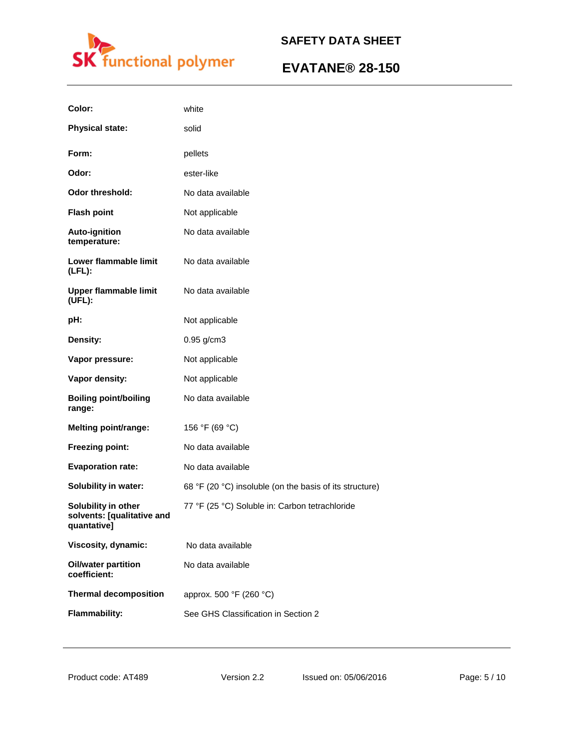| Property | Value |
|---|---|
| **Color:** | white |
| **Physical state:** | solid |
| **Form:** | pellets |
| **Odor:** | ester-like |
| **Odor threshold:** | No data available |
| **Flash point** | Not applicable |
| **Auto-ignition temperature:** | No data available |
| **Lower flammable limit (LFL):** | No data available |
| **Upper flammable limit (UFL):** | No data available |
| **pH:** | Not applicable |
| **Density:** | 0.95 g/cm3 |
| **Vapor pressure:** | Not applicable |
| **Vapor density:** | Not applicable |
| **Boiling point/boiling range:** | No data available |
| **Melting point/range:** | 156 °F (69 °C) |
| **Freezing point:** | No data available |
| **Evaporation rate:** | No data available |
| **Solubility in water:** | 68 °F (20 °C) insoluble (on the basis of its structure) |
| **Solubility in other solvents: [qualitative and quantative]** | 77 °F (25 °C) Soluble in: Carbon tetrachloride |
| **Viscosity, dynamic:** | No data available |
| **Oil/water partition coefficient:** | No data available |
| **Thermal decomposition** | approx. 500 °F (260 °C) |
| **Flammability:** | See GHS Classification in Section 2 |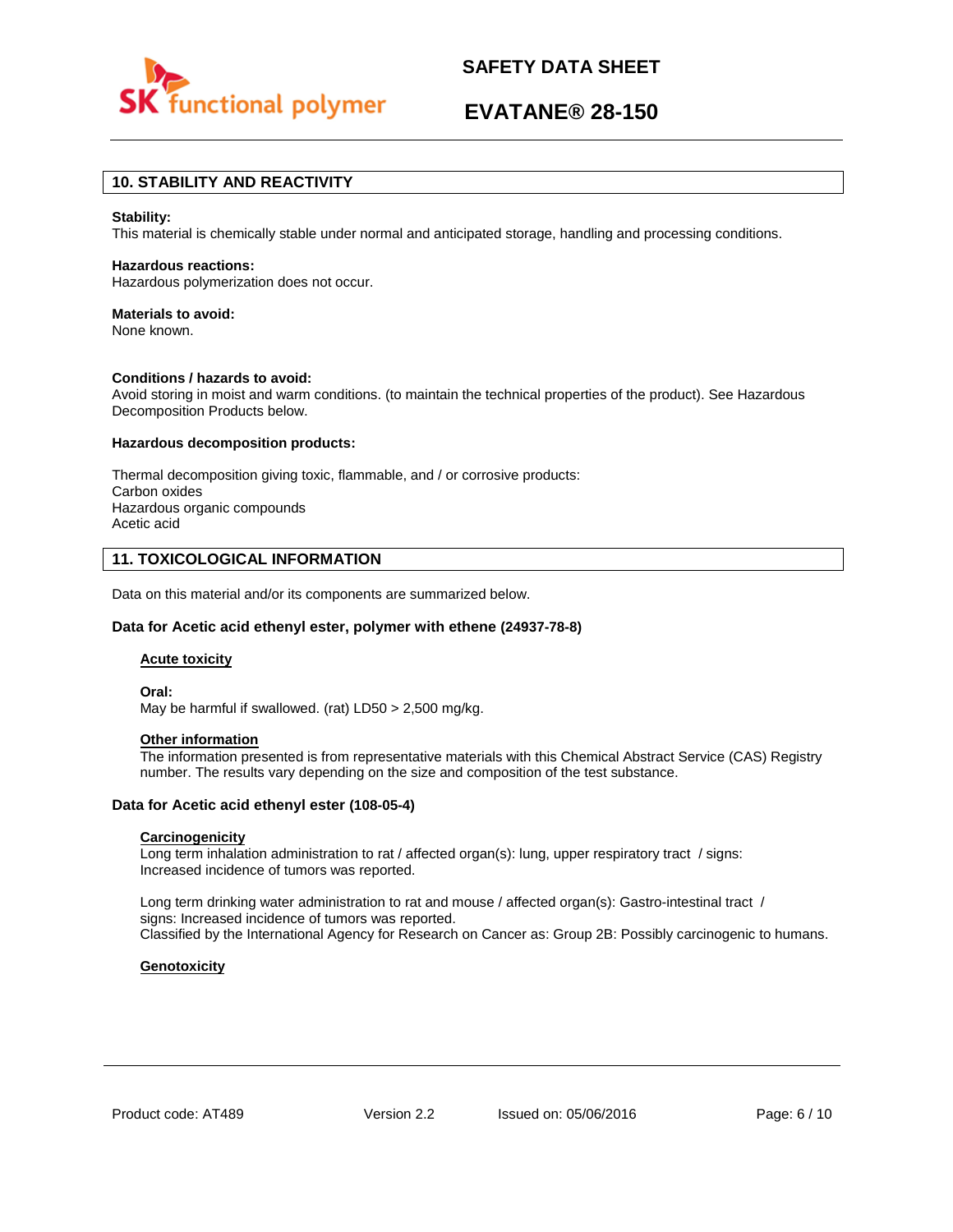## 10. STABILITY AND REACTIVITY

**Stability:**
This material is chemically stable under normal and anticipated storage, handling and processing conditions.

**Hazardous reactions:**
Hazardous polymerization does not occur.

**Materials to avoid:**
None known.

**Conditions / hazards to avoid:**
Avoid storing in moist and warm conditions. (to maintain the technical properties of the product). See Hazardous Decomposition Products below.

**Hazardous decomposition products:**

Thermal decomposition giving toxic, flammable, and / or corrosive products:
Carbon oxides
Hazardous organic compounds
Acetic acid

## 11. TOXICOLOGICAL INFORMATION

Data on this material and/or its components are summarized below.

**Data for Acetic acid ethenyl ester, polymer with ethene (24937-78-8)**

**Acute toxicity**

**Oral:**
May be harmful if swallowed. (rat) LD50 > 2,500 mg/kg.

**Other information**
The information presented is from representative materials with this Chemical Abstract Service (CAS) Registry number. The results vary depending on the size and composition of the test substance.

**Data for Acetic acid ethenyl ester (108-05-4)**

**Carcinogenicity**
Long term inhalation administration to rat / affected organ(s): lung, upper respiratory tract / signs: Increased incidence of tumors was reported.

Long term drinking water administration to rat and mouse / affected organ(s): Gastro-intestinal tract / signs: Increased incidence of tumors was reported.
Classified by the International Agency for Research on Cancer as: Group 2B: Possibly carcinogenic to humans.

**Genotoxicity**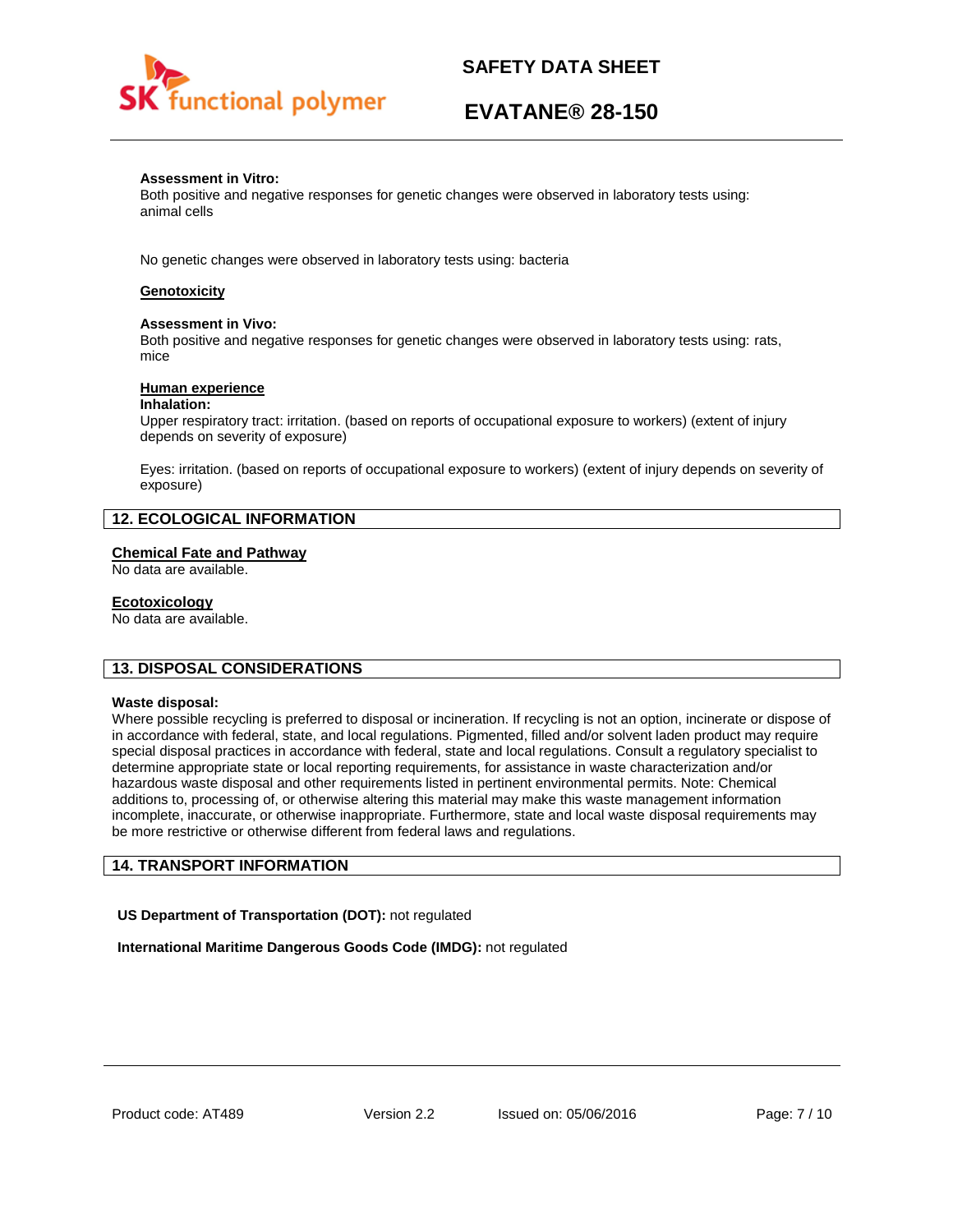**Assessment in Vitro:**
Both positive and negative responses for genetic changes were observed in laboratory tests using: animal cells

No genetic changes were observed in laboratory tests using: bacteria

<u>**Genotoxicity**</u>

**Assessment in Vivo:**
Both positive and negative responses for genetic changes were observed in laboratory tests using: rats, mice

<u>**Human experience**</u>

**Inhalation:**
Upper respiratory tract: irritation. (based on reports of occupational exposure to workers) (extent of injury depends on severity of exposure)

Eyes: irritation. (based on reports of occupational exposure to workers) (extent of injury depends on severity of exposure)

## 12. ECOLOGICAL INFORMATION

<u>**Chemical Fate and Pathway**</u>

No data are available.

<u>**Ecotoxicology**</u>

No data are available.

## 13. DISPOSAL CONSIDERATIONS

**Waste disposal:**
Where possible recycling is preferred to disposal or incineration. If recycling is not an option, incinerate or dispose of in accordance with federal, state, and local regulations. Pigmented, filled and/or solvent laden product may require special disposal practices in accordance with federal, state and local regulations. Consult a regulatory specialist to determine appropriate state or local reporting requirements, for assistance in waste characterization and/or hazardous waste disposal and other requirements listed in pertinent environmental permits. Note: Chemical additions to, processing of, or otherwise altering this material may make this waste management information incomplete, inaccurate, or otherwise inappropriate. Furthermore, state and local waste disposal requirements may be more restrictive or otherwise different from federal laws and regulations.

## 14. TRANSPORT INFORMATION

**US Department of Transportation (DOT):** not regulated

**International Maritime Dangerous Goods Code (IMDG):** not regulated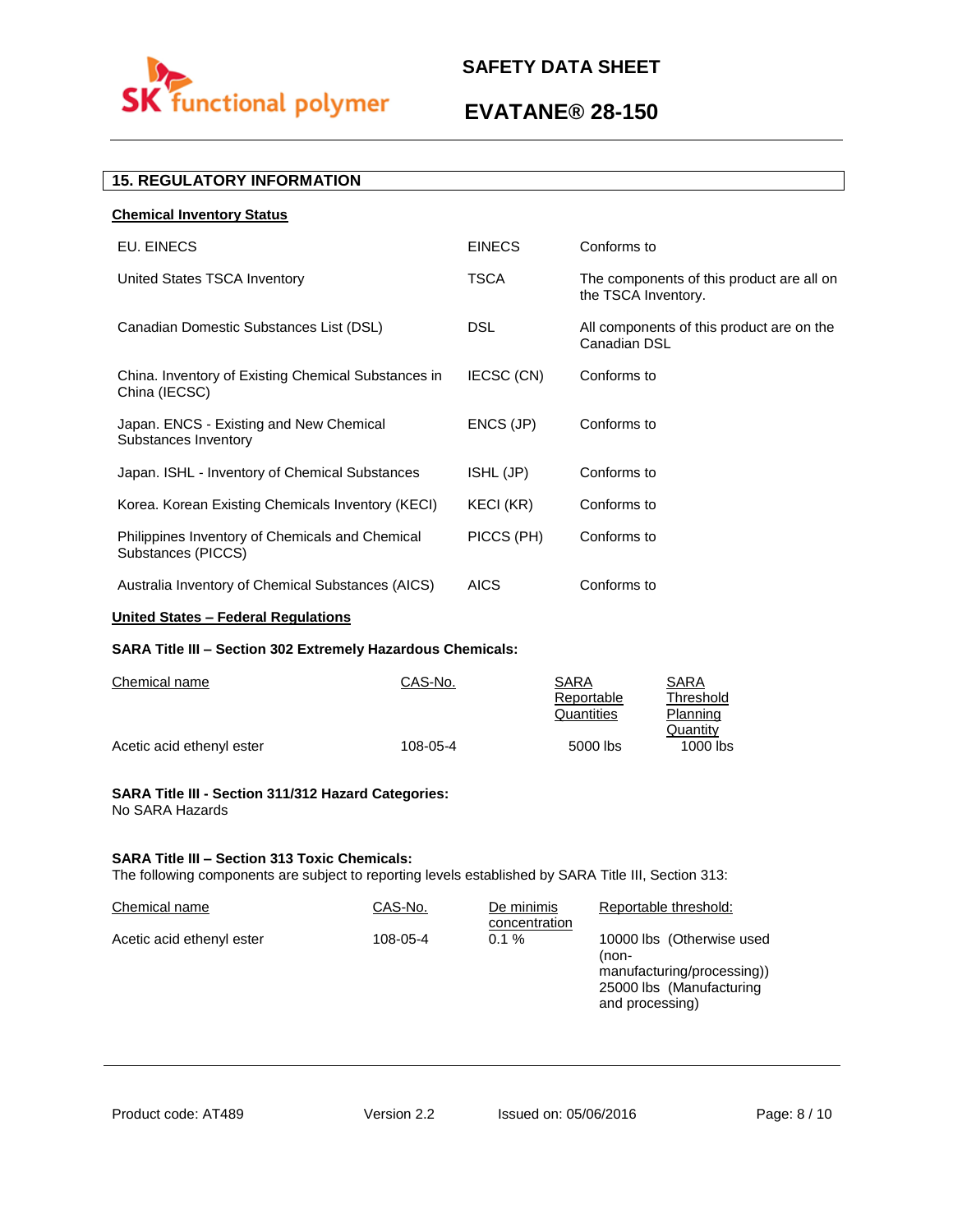## 15. REGULATORY INFORMATION

**Chemical Inventory Status**

| | | |
|---|---|---|
| EU. EINECS | EINECS | Conforms to |
| United States TSCA Inventory | TSCA | The components of this product are all on the TSCA Inventory. |
| Canadian Domestic Substances List (DSL) | DSL | All components of this product are on the Canadian DSL |
| China. Inventory of Existing Chemical Substances in China (IECSC) | IECSC (CN) | Conforms to |
| Japan. ENCS - Existing and New Chemical Substances Inventory | ENCS (JP) | Conforms to |
| Japan. ISHL - Inventory of Chemical Substances | ISHL (JP) | Conforms to |
| Korea. Korean Existing Chemicals Inventory (KECI) | KECI (KR) | Conforms to |
| Philippines Inventory of Chemicals and Chemical Substances (PICCS) | PICCS (PH) | Conforms to |
| Australia Inventory of Chemical Substances (AICS) | AICS | Conforms to |

**United States – Federal Regulations**

**SARA Title III – Section 302 Extremely Hazardous Chemicals:**

| Chemical name | CAS-No. | SARA Reportable Quantities | SARA Threshold Planning Quantity |
|---|---|---|---|
| Acetic acid ethenyl ester | 108-05-4 | 5000 lbs | 1000 lbs |

**SARA Title III - Section 311/312 Hazard Categories:**
No SARA Hazards

**SARA Title III – Section 313 Toxic Chemicals:**
The following components are subject to reporting levels established by SARA Title III, Section 313:

| Chemical name | CAS-No. | De minimis concentration | Reportable threshold: |
|---|---|---|---|
| Acetic acid ethenyl ester | 108-05-4 | 0.1 % | 10000 lbs (Otherwise used (non-manufacturing/processing)) 25000 lbs (Manufacturing and processing) |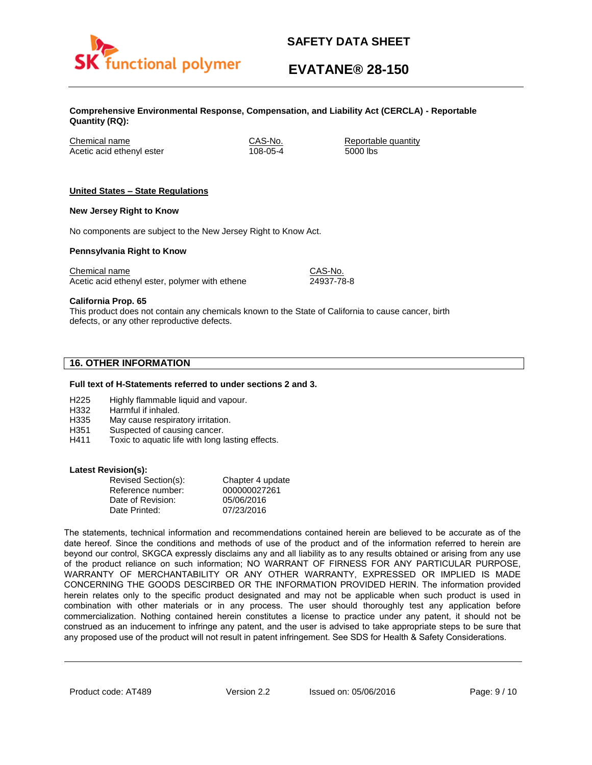**Comprehensive Environmental Response, Compensation, and Liability Act (CERCLA) - Reportable Quantity (RQ):**

| Chemical name | CAS-No. | Reportable quantity |
|---|---|---|
| Acetic acid ethenyl ester | 108-05-4 | 5000 lbs |

**United States – State Regulations**

**New Jersey Right to Know**

No components are subject to the New Jersey Right to Know Act.

**Pennsylvania Right to Know**

| Chemical name | CAS-No. |
|---|---|
| Acetic acid ethenyl ester, polymer with ethene | 24937-78-8 |

**California Prop. 65**
This product does not contain any chemicals known to the State of California to cause cancer, birth defects, or any other reproductive defects.

## 16. OTHER INFORMATION

**Full text of H-Statements referred to under sections 2 and 3.**

- H225 Highly flammable liquid and vapour.
- H332 Harmful if inhaled.
- H335 May cause respiratory irritation.
- H351 Suspected of causing cancer.
- H411 Toxic to aquatic life with long lasting effects.

**Latest Revision(s):**

| | |
|---|---|
| Revised Section(s): | Chapter 4 update |
| Reference number: | 000000027261 |
| Date of Revision: | 05/06/2016 |
| Date Printed: | 07/23/2016 |

The statements, technical information and recommendations contained herein are believed to be accurate as of the date hereof. Since the conditions and methods of use of the product and of the information referred to herein are beyond our control, SKGCA expressly disclaims any and all liability as to any results obtained or arising from any use of the product reliance on such information; NO WARRANT OF FIRNESS FOR ANY PARTICULAR PURPOSE, WARRANTY OF MERCHANTABILITY OR ANY OTHER WARRANTY, EXPRESSED OR IMPLIED IS MADE CONCERNING THE GOODS DESCRIBED OR THE INFORMATION PROVIDED HERIN. The information provided herein relates only to the specific product designated and may not be applicable when such product is used in combination with other materials or in any process. The user should thoroughly test any application before commercialization. Nothing contained herein constitutes a license to practice under any patent, it should not be construed as an inducement to infringe any patent, and the user is advised to take appropriate steps to be sure that any proposed use of the product will not result in patent infringement. See SDS for Health & Safety Considerations.